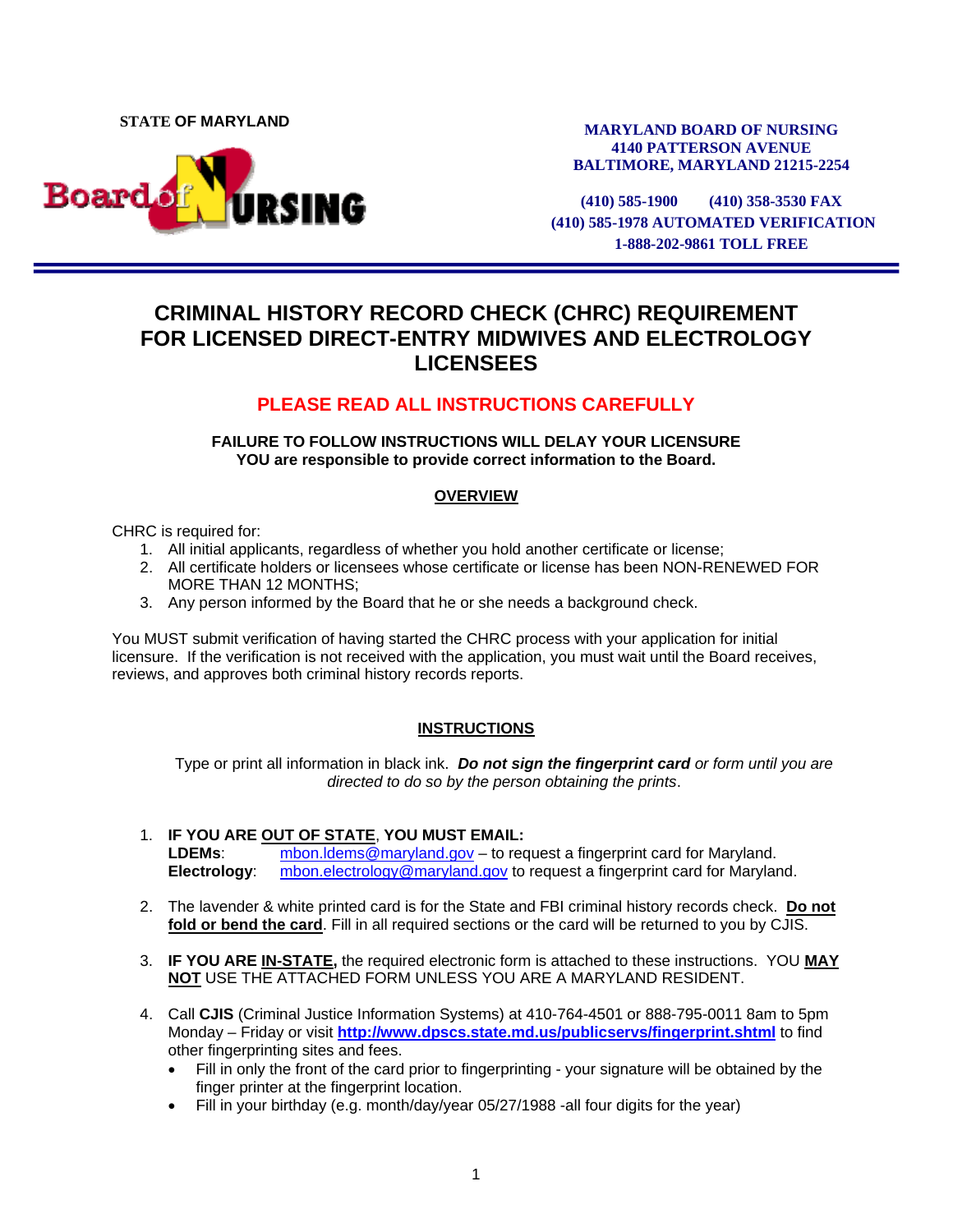STATE OF MARYLAND

**MARYLAND BOARD OF NURSING**
**4140 PATTERSON AVENUE**
**BALTIMORE, MARYLAND 21215-2254**

**(410) 585-1900 (410) 358-3530 FAX**
**(410) 585-1978 AUTOMATED VERIFICATION**
**1-888-202-9861 TOLL FREE**

# CRIMINAL HISTORY RECORD CHECK (CHRC) REQUIREMENT FOR LICENSED DIRECT-ENTRY MIDWIVES AND ELECTROLOGY LICENSEES

## PLEASE READ ALL INSTRUCTIONS CAREFULLY

**FAILURE TO FOLLOW INSTRUCTIONS WILL DELAY YOUR LICENSURE**
**YOU are responsible to provide correct information to the Board.**

## OVERVIEW

CHRC is required for:

1. All initial applicants, regardless of whether you hold another certificate or license;
2. All certificate holders or licensees whose certificate or license has been NON-RENEWED FOR MORE THAN 12 MONTHS;
3. Any person informed by the Board that he or she needs a background check.

You MUST submit verification of having started the CHRC process with your application for initial licensure. If the verification is not received with the application, you must wait until the Board receives, reviews, and approves both criminal history records reports.

## INSTRUCTIONS

Type or print all information in black ink. ***Do not sign the fingerprint card*** *or form until you are directed to do so by the person obtaining the prints*.

1. **IF YOU ARE OUT OF STATE, YOU MUST EMAIL:**
   **LDEMs**: mbon.ldems@maryland.gov – to request a fingerprint card for Maryland.
   **Electrology**: mbon.electrology@maryland.gov to request a fingerprint card for Maryland.

2. The lavender & white printed card is for the State and FBI criminal history records check. **Do not fold or bend the card**. Fill in all required sections or the card will be returned to you by CJIS.

3. **IF YOU ARE IN-STATE,** the required electronic form is attached to these instructions. YOU **MAY NOT** USE THE ATTACHED FORM UNLESS YOU ARE A MARYLAND RESIDENT.

4. Call **CJIS** (Criminal Justice Information Systems) at 410-764-4501 or 888-795-0011 8am to 5pm Monday – Friday or visit **http://www.dpscs.state.md.us/publicservs/fingerprint.shtml** to find other fingerprinting sites and fees.
   - Fill in only the front of the card prior to fingerprinting - your signature will be obtained by the finger printer at the fingerprint location.
   - Fill in your birthday (e.g. month/day/year 05/27/1988 -all four digits for the year)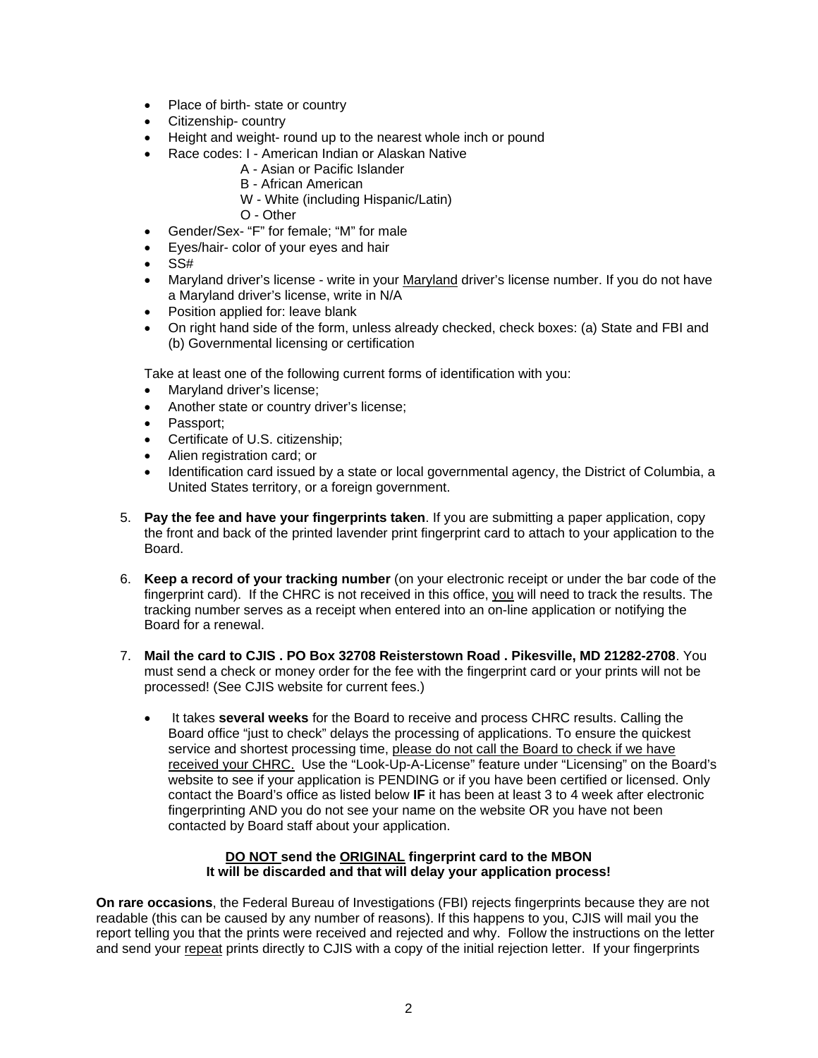- Place of birth- state or country
- Citizenship- country
- Height and weight- round up to the nearest whole inch or pound
- Race codes: I - American Indian or Alaskan Native
  - A - Asian or Pacific Islander
  - B - African American
  - W - White (including Hispanic/Latin)
  - O - Other
- Gender/Sex- "F" for female; "M" for male
- Eyes/hair- color of your eyes and hair
- SS#
- Maryland driver's license - write in your <u>Maryland</u> driver's license number. If you do not have a Maryland driver's license, write in N/A
- Position applied for: leave blank
- On right hand side of the form, unless already checked, check boxes: (a) State and FBI and (b) Governmental licensing or certification

Take at least one of the following current forms of identification with you:

- Maryland driver's license;
- Another state or country driver's license;
- Passport;
- Certificate of U.S. citizenship;
- Alien registration card; or
- Identification card issued by a state or local governmental agency, the District of Columbia, a United States territory, or a foreign government.

5. **Pay the fee and have your fingerprints taken**. If you are submitting a paper application, copy the front and back of the printed lavender print fingerprint card to attach to your application to the Board.

6. **Keep a record of your tracking number** (on your electronic receipt or under the bar code of the fingerprint card). If the CHRC is not received in this office, <u>you</u> will need to track the results. The tracking number serves as a receipt when entered into an on-line application or notifying the Board for a renewal.

7. **Mail the card to CJIS . PO Box 32708 Reisterstown Road . Pikesville, MD 21282-2708**. You must send a check or money order for the fee with the fingerprint card or your prints will not be processed! (See CJIS website for current fees.)

   - It takes **several weeks** for the Board to receive and process CHRC results. Calling the Board office "just to check" delays the processing of applications. To ensure the quickest service and shortest processing time, <u>please do not call the Board to check if we have received your CHRC.</u> Use the "Look-Up-A-License" feature under "Licensing" on the Board's website to see if your application is PENDING or if you have been certified or licensed. Only contact the Board's office as listed below **IF** it has been at least 3 to 4 week after electronic fingerprinting AND you do not see your name on the website OR you have not been contacted by Board staff about your application.

**<u>DO NOT</u> send the <u>ORIGINAL</u> fingerprint card to the MBON**
**It will be discarded and that will delay your application process!**

**On rare occasions**, the Federal Bureau of Investigations (FBI) rejects fingerprints because they are not readable (this can be caused by any number of reasons). If this happens to you, CJIS will mail you the report telling you that the prints were received and rejected and why. Follow the instructions on the letter and send your <u>repeat</u> prints directly to CJIS with a copy of the initial rejection letter. If your fingerprints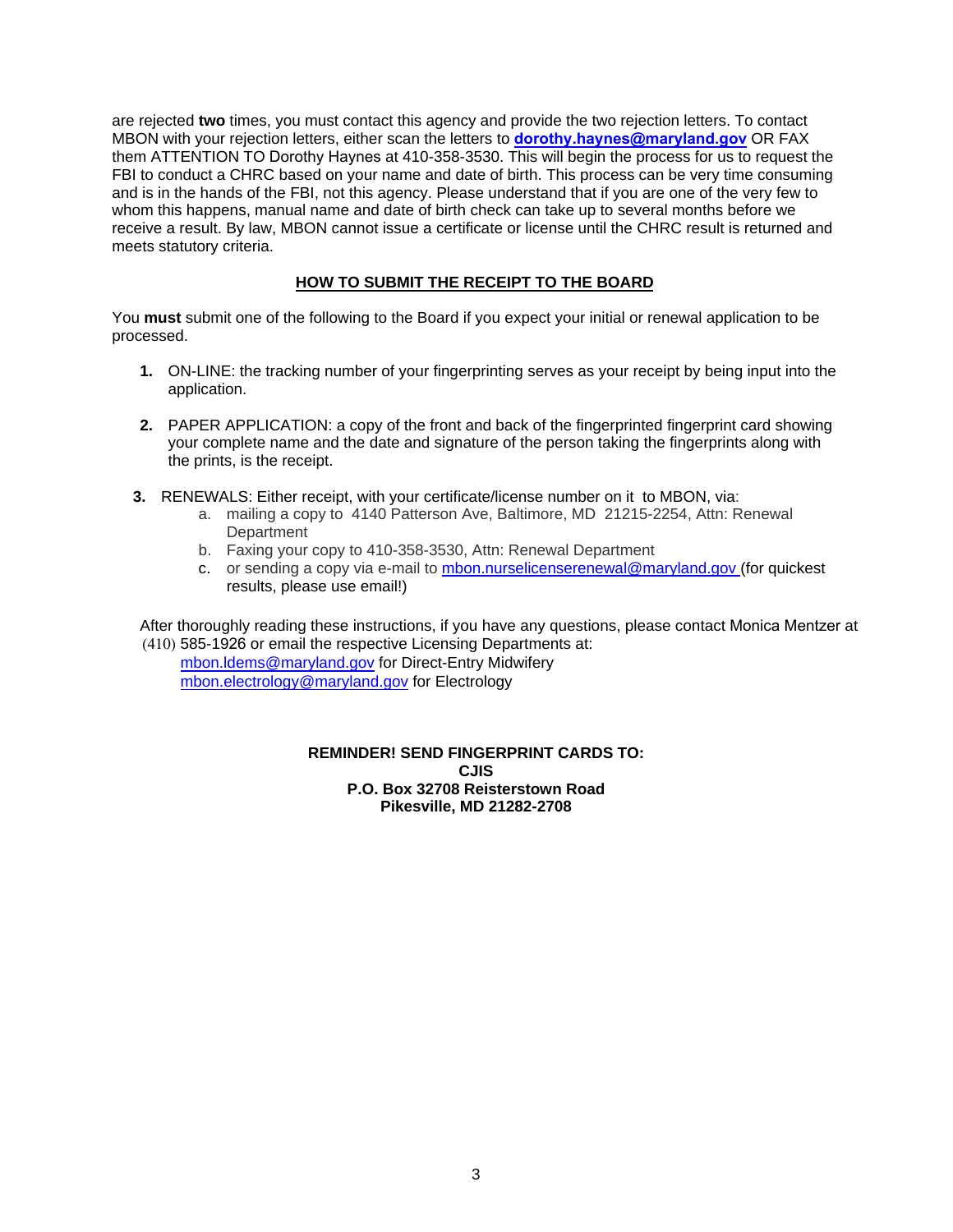are rejected **two** times, you must contact this agency and provide the two rejection letters. To contact MBON with your rejection letters, either scan the letters to **dorothy.haynes@maryland.gov** OR FAX them ATTENTION TO Dorothy Haynes at 410-358-3530. This will begin the process for us to request the FBI to conduct a CHRC based on your name and date of birth. This process can be very time consuming and is in the hands of the FBI, not this agency. Please understand that if you are one of the very few to whom this happens, manual name and date of birth check can take up to several months before we receive a result. By law, MBON cannot issue a certificate or license until the CHRC result is returned and meets statutory criteria.

## HOW TO SUBMIT THE RECEIPT TO THE BOARD

You **must** submit one of the following to the Board if you expect your initial or renewal application to be processed.

1. ON-LINE: the tracking number of your fingerprinting serves as your receipt by being input into the application.

2. PAPER APPLICATION: a copy of the front and back of the fingerprinted fingerprint card showing your complete name and the date and signature of the person taking the fingerprints along with the prints, is the receipt.

3. RENEWALS: Either receipt, with your certificate/license number on it to MBON, via:
   a. mailing a copy to 4140 Patterson Ave, Baltimore, MD 21215-2254, Attn: Renewal Department
   b. Faxing your copy to 410-358-3530, Attn: Renewal Department
   c. or sending a copy via e-mail to mbon.nurselicenserenewal@maryland.gov (for quickest results, please use email!)

After thoroughly reading these instructions, if you have any questions, please contact Monica Mentzer at (410) 585-1926 or email the respective Licensing Departments at:
mbon.ldems@maryland.gov for Direct-Entry Midwifery
mbon.electrology@maryland.gov for Electrology

**REMINDER! SEND FINGERPRINT CARDS TO:**
**CJIS**
**P.O. Box 32708 Reisterstown Road**
**Pikesville, MD 21282-2708**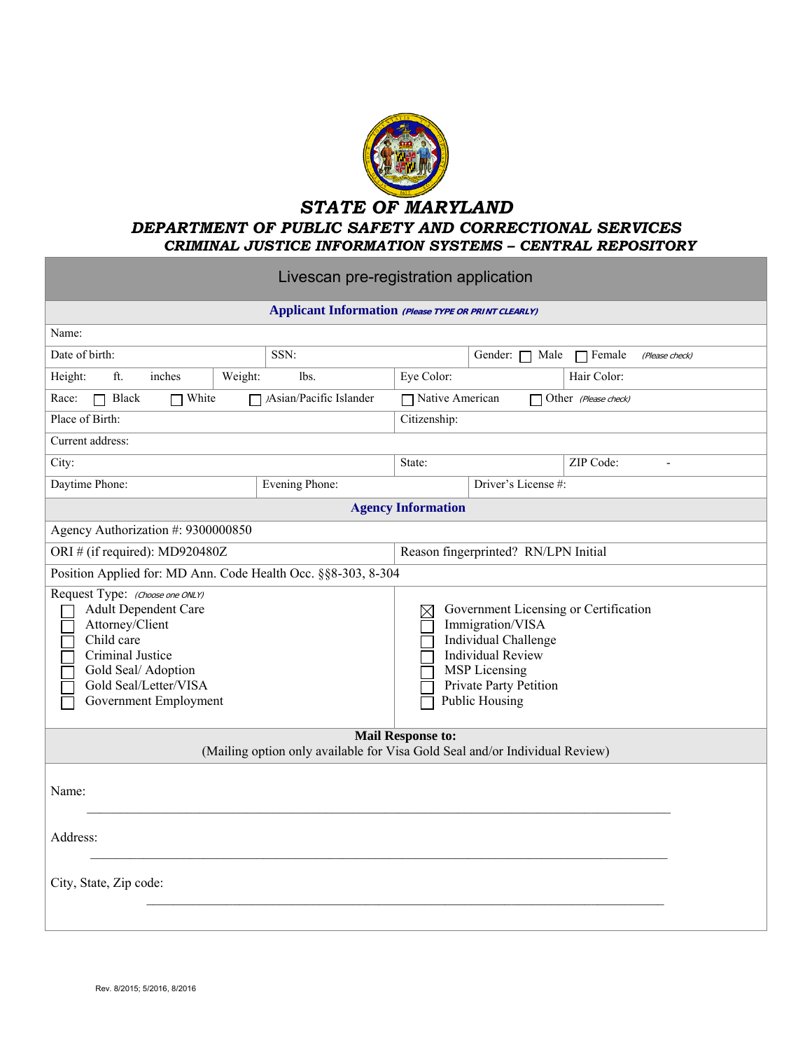# STATE OF MARYLAND

## DEPARTMENT OF PUBLIC SAFETY AND CORRECTIONAL SERVICES

### CRIMINAL JUSTICE INFORMATION SYSTEMS – CENTRAL REPOSITORY

| Livescan pre-registration application | | | | |
|---|---|---|---|---|
| **Applicant Information** *(Please TYPE OR PRINT CLEARLY)* | | | | |
| Name: | | | | |
| Date of birth: | SSN: | | Gender: ☐ Male ☐ Female *(Please check)* | |
| Height: ft. inches | Weight: lbs. | Eye Color: | | Hair Color: |
| Race: ☐ Black ☐ White ☐ Asian/Pacific Islander | | ☐ Native American ☐ Other *(Please check)* | | |
| Place of Birth: | | Citizenship: | | |
| Current address: | | | | |
| City: | | State: | | ZIP Code: - |
| Daytime Phone: | Evening Phone: | | Driver's License #: | |
| **Agency Information** | | | | |
| Agency Authorization #: 9300000850 | | | | |
| ORI # (if required): MD920480Z | | Reason fingerprinted? RN/LPN Initial | | |
| Position Applied for: MD Ann. Code Health Occ. §§8-303, 8-304 | | | | |

Request Type: *(Choose one ONLY)*

- ☐ Adult Dependent Care
- ☐ Attorney/Client
- ☐ Child care
- ☐ Criminal Justice
- ☐ Gold Seal/ Adoption
- ☐ Gold Seal/Letter/VISA
- ☐ Government Employment
- ☒ Government Licensing or Certification
- ☐ Immigration/VISA
- ☐ Individual Challenge
- ☐ Individual Review
- ☐ MSP Licensing
- ☐ Private Party Petition
- ☐ Public Housing

**Mail Response to:**
(Mailing option only available for Visa Gold Seal and/or Individual Review)

Name: ______________________________________________________________________________

Address: ______________________________________________________________________________

City, State, Zip code: ______________________________________________________________________________

Rev. 8/2015; 5/2016, 8/2016